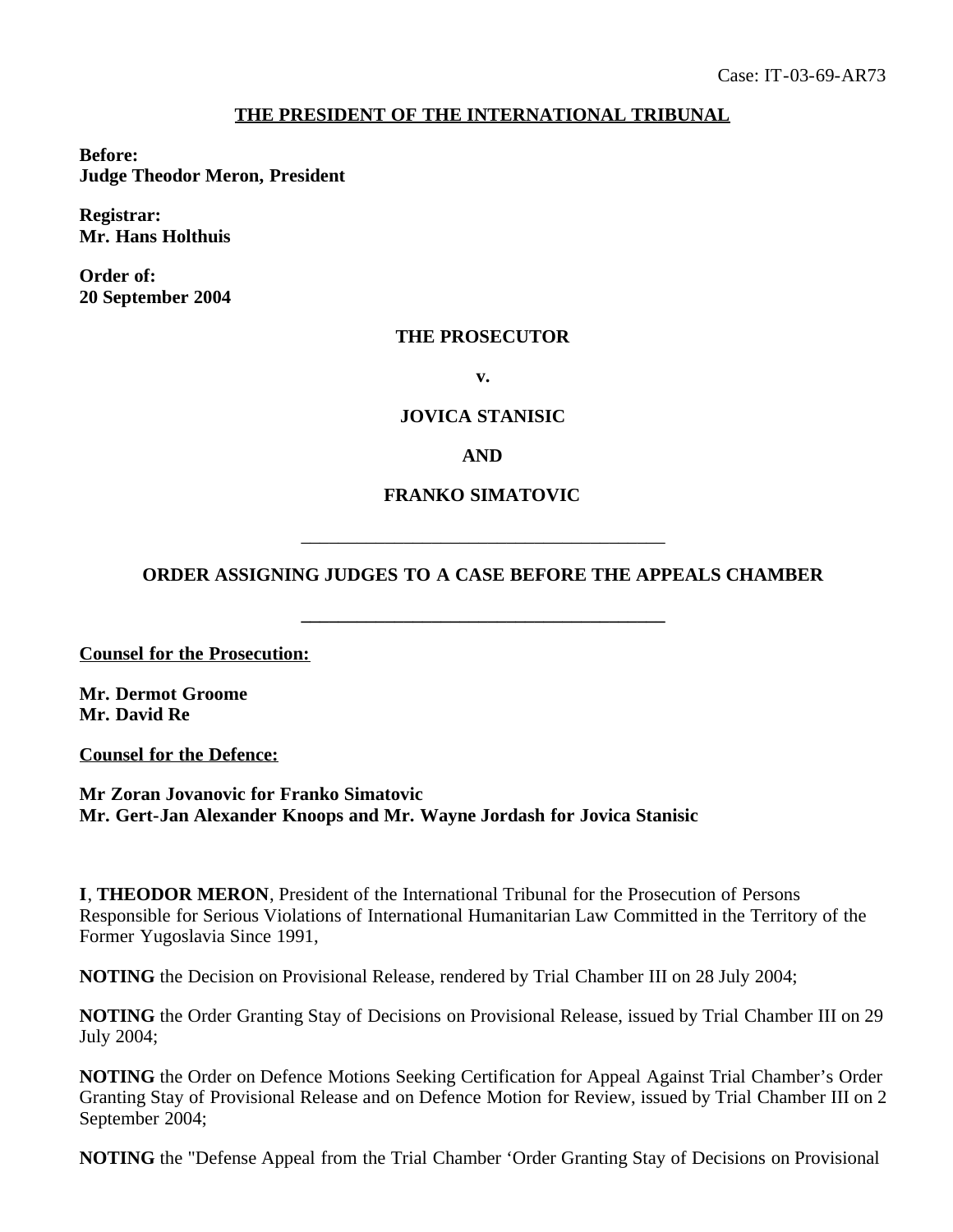Case: IT-03-69-AR73

**THE PRESIDENT OF THE INTERNATIONAL TRIBUNAL**

**Before:**
**Judge Theodor Meron, President**

**Registrar:**
**Mr. Hans Holthuis**

**Order of:**
**20 September 2004**

**THE PROSECUTOR**

**v.**

**JOVICA STANISIC**

**AND**

**FRANKO SIMATOVIC**

---

**ORDER ASSIGNING JUDGES TO A CASE BEFORE THE APPEALS CHAMBER**

---

**Counsel for the Prosecution:**

**Mr. Dermot Groome**
**Mr. David Re**

**Counsel for the Defence:**

**Mr Zoran Jovanovic for Franko Simatovic**
**Mr. Gert-Jan Alexander Knoops and Mr. Wayne Jordash for Jovica Stanisic**

**I**, **THEODOR MERON**, President of the International Tribunal for the Prosecution of Persons Responsible for Serious Violations of International Humanitarian Law Committed in the Territory of the Former Yugoslavia Since 1991,

**NOTING** the Decision on Provisional Release, rendered by Trial Chamber III on 28 July 2004;

**NOTING** the Order Granting Stay of Decisions on Provisional Release, issued by Trial Chamber III on 29 July 2004;

**NOTING** the Order on Defence Motions Seeking Certification for Appeal Against Trial Chamber's Order Granting Stay of Provisional Release and on Defence Motion for Review, issued by Trial Chamber III on 2 September 2004;

**NOTING** the "Defense Appeal from the Trial Chamber 'Order Granting Stay of Decisions on Provisional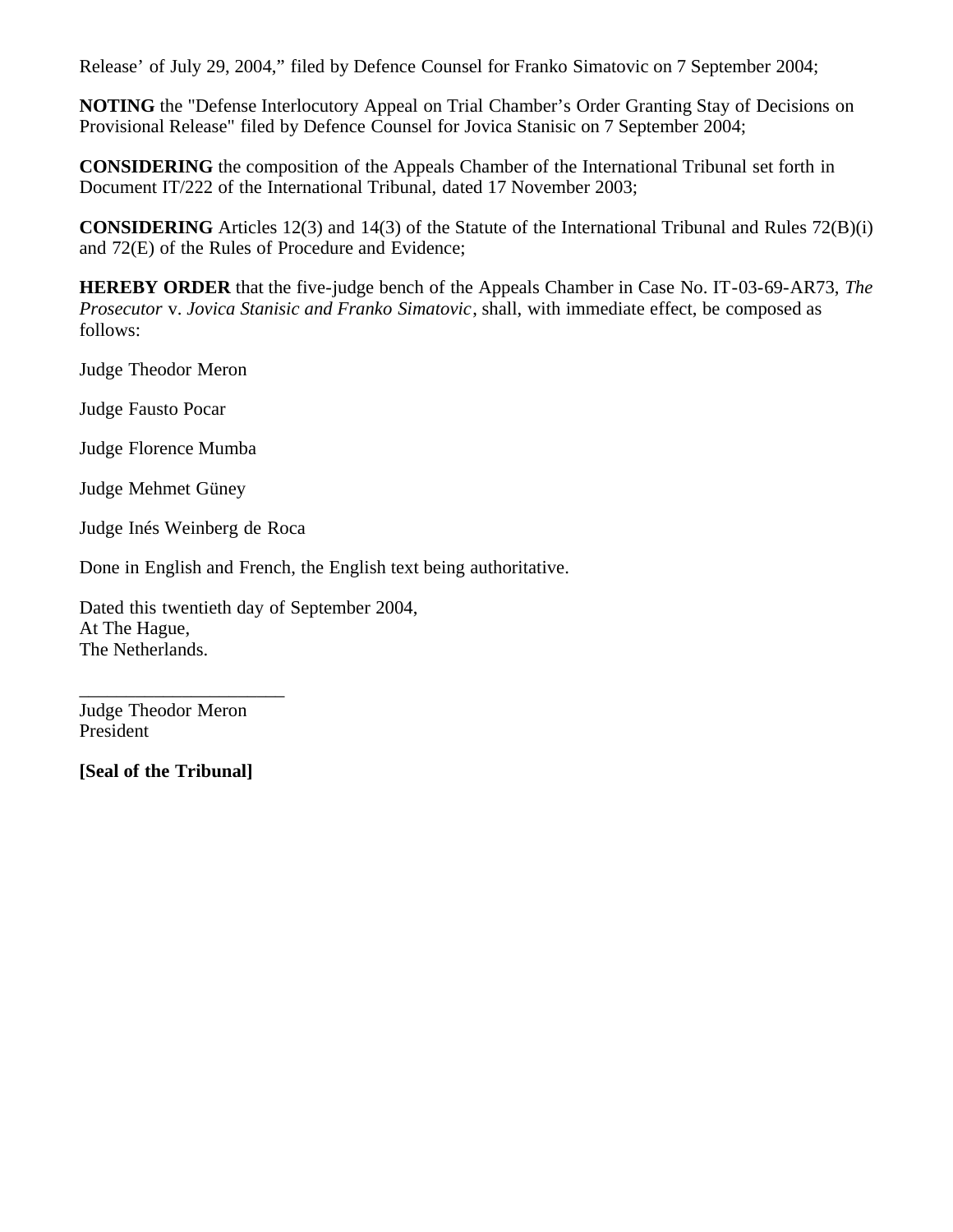Release' of July 29, 2004," filed by Defence Counsel for Franko Simatovic on 7 September 2004;

**NOTING** the "Defense Interlocutory Appeal on Trial Chamber's Order Granting Stay of Decisions on Provisional Release" filed by Defence Counsel for Jovica Stanisic on 7 September 2004;

**CONSIDERING** the composition of the Appeals Chamber of the International Tribunal set forth in Document IT/222 of the International Tribunal, dated 17 November 2003;

**CONSIDERING** Articles 12(3) and 14(3) of the Statute of the International Tribunal and Rules 72(B)(i) and 72(E) of the Rules of Procedure and Evidence;

**HEREBY ORDER** that the five-judge bench of the Appeals Chamber in Case No. IT-03-69-AR73, *The Prosecutor* v. *Jovica Stanisic and Franko Simatovic*, shall, with immediate effect, be composed as follows:

Judge Theodor Meron

Judge Fausto Pocar

Judge Florence Mumba

Judge Mehmet Güney

Judge Inés Weinberg de Roca

Done in English and French, the English text being authoritative.

Dated this twentieth day of September 2004,
At The Hague,
The Netherlands.

______________________
Judge Theodor Meron
President

**[Seal of the Tribunal]**